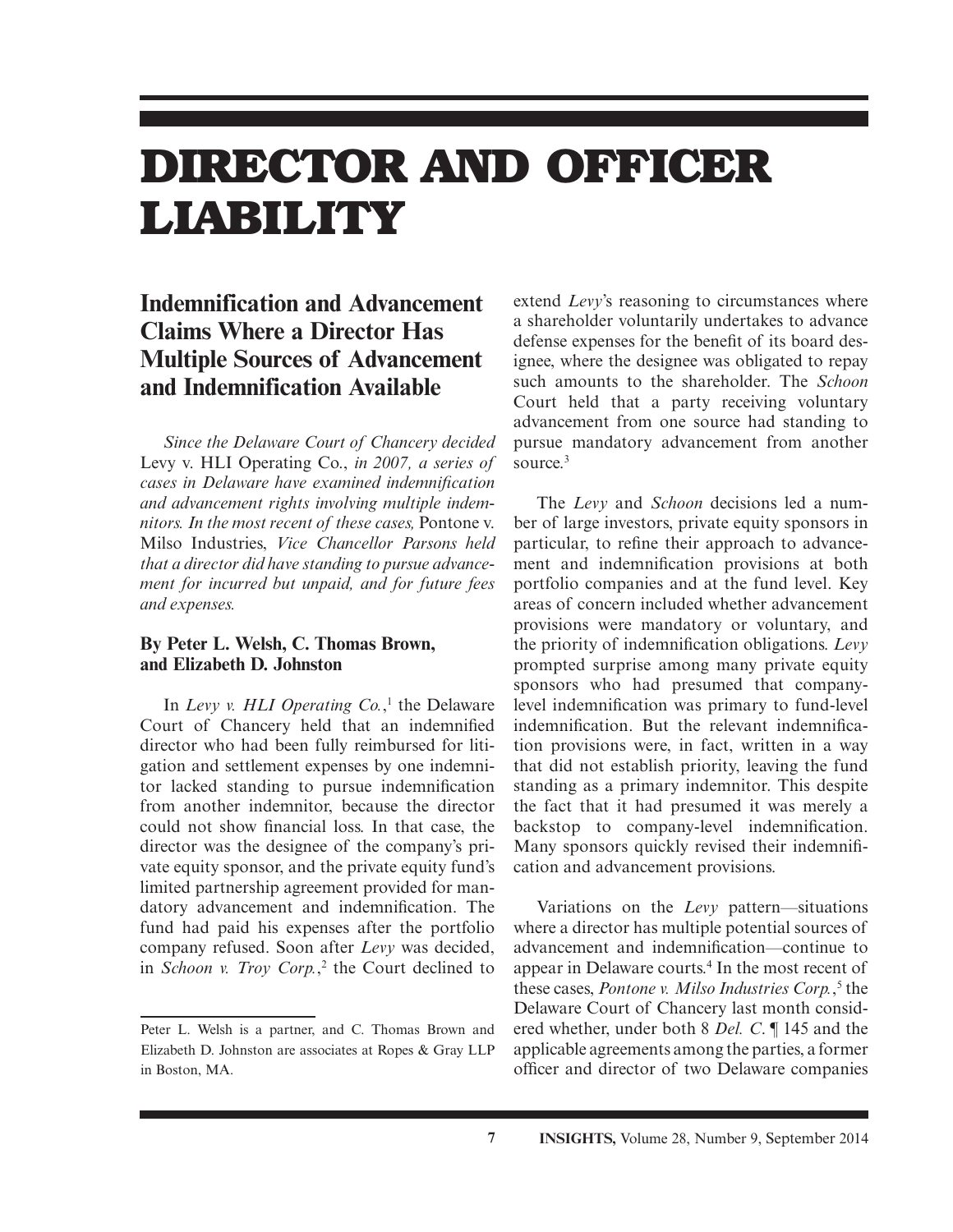# DIRECTOR AND OFFICER LIABILITY

## Indemnification and Advancement Claims Where a Director Has Multiple Sources of Advancement and Indemnification Available

*Since the Delaware Court of Chancery decided* Levy v. HLI Operating Co., *in 2007, a series of cases in Delaware have examined indemnification and advancement rights involving multiple indemnitors. In the most recent of these cases,* Pontone v. Milso Industries, *Vice Chancellor Parsons held that a director did have standing to pursue advancement for incurred but unpaid, and for future fees and expenses.*

**By Peter L. Welsh, C. Thomas Brown, and Elizabeth D. Johnston**

In *Levy v. HLI Operating Co.*,[1] the Delaware Court of Chancery held that an indemnified director who had been fully reimbursed for litigation and settlement expenses by one indemnitor lacked standing to pursue indemnification from another indemnitor, because the director could not show financial loss. In that case, the director was the designee of the company's private equity sponsor, and the private equity fund's limited partnership agreement provided for mandatory advancement and indemnification. The fund had paid his expenses after the portfolio company refused. Soon after *Levy* was decided, in *Schoon v. Troy Corp.*,[2] the Court declined to extend *Levy*'s reasoning to circumstances where a shareholder voluntarily undertakes to advance defense expenses for the benefit of its board designee, where the designee was obligated to repay such amounts to the shareholder. The *Schoon* Court held that a party receiving voluntary advancement from one source had standing to pursue mandatory advancement from another source.[3]

The *Levy* and *Schoon* decisions led a number of large investors, private equity sponsors in particular, to refine their approach to advancement and indemnification provisions at both portfolio companies and at the fund level. Key areas of concern included whether advancement provisions were mandatory or voluntary, and the priority of indemnification obligations. *Levy* prompted surprise among many private equity sponsors who had presumed that company-level indemnification was primary to fund-level indemnification. But the relevant indemnification provisions were, in fact, written in a way that did not establish priority, leaving the fund standing as a primary indemnitor. This despite the fact that it had presumed it was merely a backstop to company-level indemnification. Many sponsors quickly revised their indemnification and advancement provisions.

Variations on the *Levy* pattern—situations where a director has multiple potential sources of advancement and indemnification—continue to appear in Delaware courts.[4] In the most recent of these cases, *Pontone v. Milso Industries Corp.*,[5] the Delaware Court of Chancery last month considered whether, under both 8 *Del. C.* ¶ 145 and the applicable agreements among the parties, a former officer and director of two Delaware companies

---

Peter L. Welsh is a partner, and C. Thomas Brown and Elizabeth D. Johnston are associates at Ropes & Gray LLP in Boston, MA.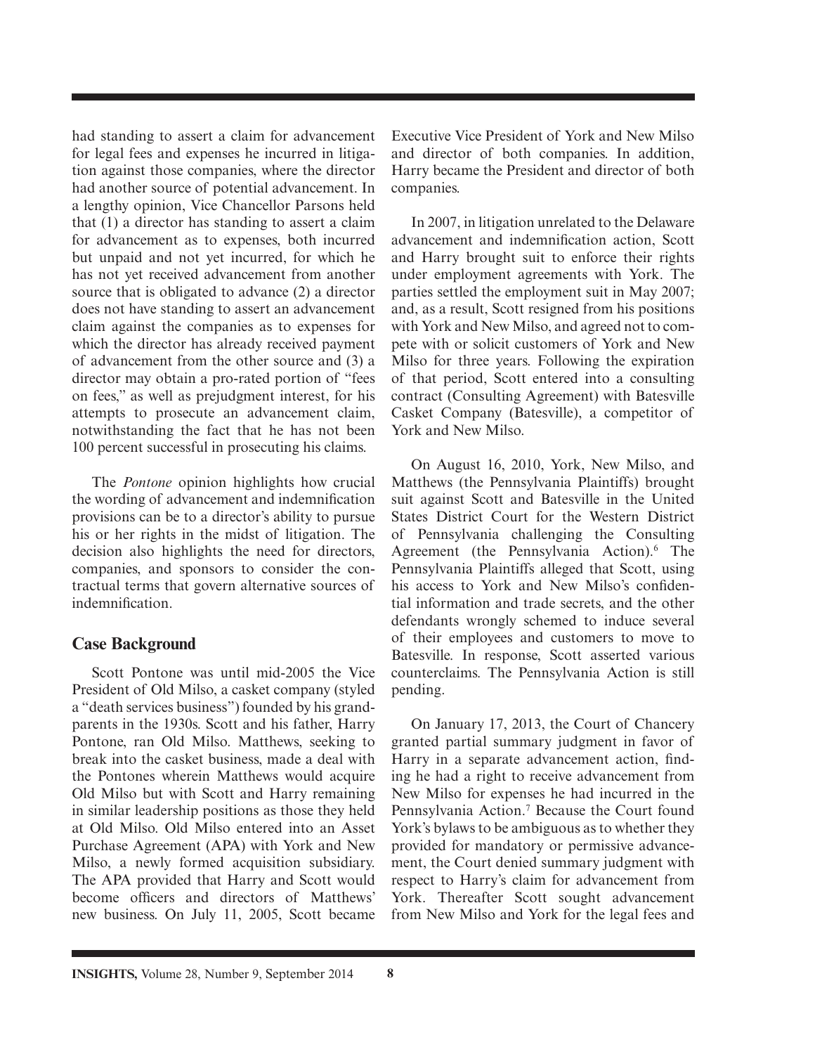had standing to assert a claim for advancement for legal fees and expenses he incurred in litigation against those companies, where the director had another source of potential advancement. In a lengthy opinion, Vice Chancellor Parsons held that (1) a director has standing to assert a claim for advancement as to expenses, both incurred but unpaid and not yet incurred, for which he has not yet received advancement from another source that is obligated to advance (2) a director does not have standing to assert an advancement claim against the companies as to expenses for which the director has already received payment of advancement from the other source and (3) a director may obtain a pro-rated portion of "fees on fees," as well as prejudgment interest, for his attempts to prosecute an advancement claim, notwithstanding the fact that he has not been 100 percent successful in prosecuting his claims.

The *Pontone* opinion highlights how crucial the wording of advancement and indemnification provisions can be to a director's ability to pursue his or her rights in the midst of litigation. The decision also highlights the need for directors, companies, and sponsors to consider the contractual terms that govern alternative sources of indemnification.

## Case Background

Scott Pontone was until mid-2005 the Vice President of Old Milso, a casket company (styled a "death services business") founded by his grandparents in the 1930s. Scott and his father, Harry Pontone, ran Old Milso. Matthews, seeking to break into the casket business, made a deal with the Pontones wherein Matthews would acquire Old Milso but with Scott and Harry remaining in similar leadership positions as those they held at Old Milso. Old Milso entered into an Asset Purchase Agreement (APA) with York and New Milso, a newly formed acquisition subsidiary. The APA provided that Harry and Scott would become officers and directors of Matthews' new business. On July 11, 2005, Scott became Executive Vice President of York and New Milso and director of both companies. In addition, Harry became the President and director of both companies.

In 2007, in litigation unrelated to the Delaware advancement and indemnification action, Scott and Harry brought suit to enforce their rights under employment agreements with York. The parties settled the employment suit in May 2007; and, as a result, Scott resigned from his positions with York and New Milso, and agreed not to compete with or solicit customers of York and New Milso for three years. Following the expiration of that period, Scott entered into a consulting contract (Consulting Agreement) with Batesville Casket Company (Batesville), a competitor of York and New Milso.

On August 16, 2010, York, New Milso, and Matthews (the Pennsylvania Plaintiffs) brought suit against Scott and Batesville in the United States District Court for the Western District of Pennsylvania challenging the Consulting Agreement (the Pennsylvania Action).[6] The Pennsylvania Plaintiffs alleged that Scott, using his access to York and New Milso's confidential information and trade secrets, and the other defendants wrongly schemed to induce several of their employees and customers to move to Batesville. In response, Scott asserted various counterclaims. The Pennsylvania Action is still pending.

On January 17, 2013, the Court of Chancery granted partial summary judgment in favor of Harry in a separate advancement action, finding he had a right to receive advancement from New Milso for expenses he had incurred in the Pennsylvania Action.[7] Because the Court found York's bylaws to be ambiguous as to whether they provided for mandatory or permissive advancement, the Court denied summary judgment with respect to Harry's claim for advancement from York. Thereafter Scott sought advancement from New Milso and York for the legal fees and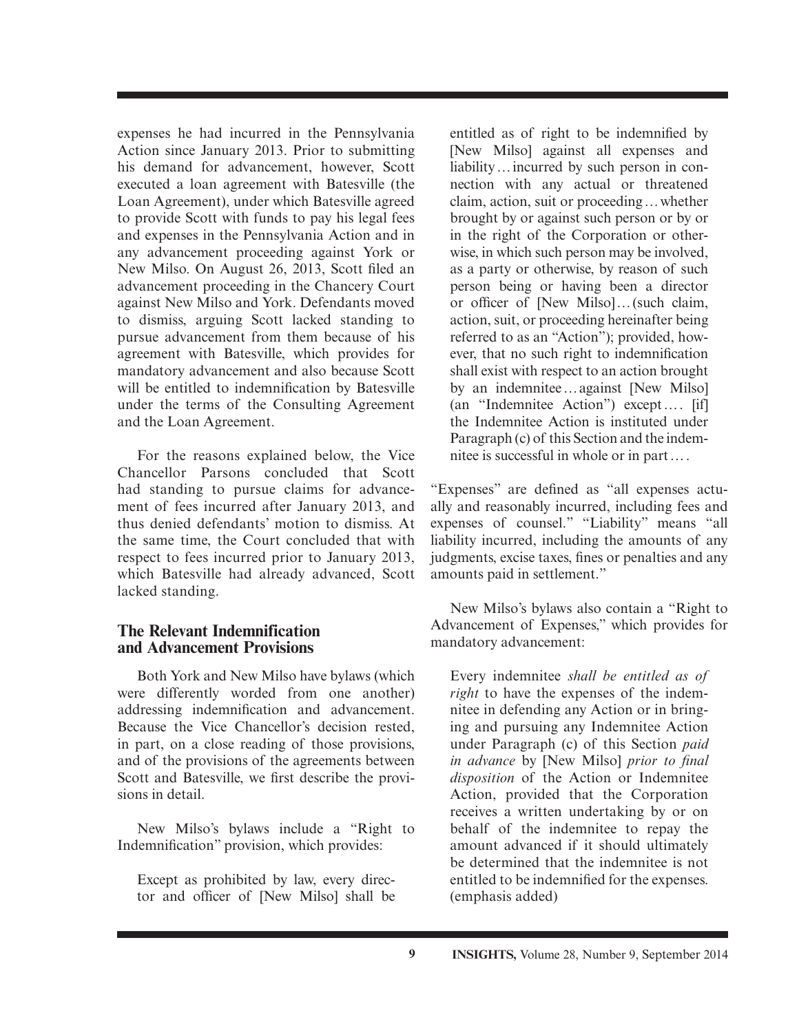expenses he had incurred in the Pennsylvania Action since January 2013. Prior to submitting his demand for advancement, however, Scott executed a loan agreement with Batesville (the Loan Agreement), under which Batesville agreed to provide Scott with funds to pay his legal fees and expenses in the Pennsylvania Action and in any advancement proceeding against York or New Milso. On August 26, 2013, Scott filed an advancement proceeding in the Chancery Court against New Milso and York. Defendants moved to dismiss, arguing Scott lacked standing to pursue advancement from them because of his agreement with Batesville, which provides for mandatory advancement and also because Scott will be entitled to indemnification by Batesville under the terms of the Consulting Agreement and the Loan Agreement.

For the reasons explained below, the Vice Chancellor Parsons concluded that Scott had standing to pursue claims for advancement of fees incurred after January 2013, and thus denied defendants' motion to dismiss. At the same time, the Court concluded that with respect to fees incurred prior to January 2013, which Batesville had already advanced, Scott lacked standing.

## The Relevant Indemnification and Advancement Provisions

Both York and New Milso have bylaws (which were differently worded from one another) addressing indemnification and advancement. Because the Vice Chancellor's decision rested, in part, on a close reading of those provisions, and of the provisions of the agreements between Scott and Batesville, we first describe the provisions in detail.

New Milso's bylaws include a "Right to Indemnification" provision, which provides:

> Except as prohibited by law, every director and officer of [New Milso] shall be entitled as of right to be indemnified by [New Milso] against all expenses and liability … incurred by such person in connection with any actual or threatened claim, action, suit or proceeding … whether brought by or against such person or by or in the right of the Corporation or otherwise, in which such person may be involved, as a party or otherwise, by reason of such person being or having been a director or officer of [New Milso] … (such claim, action, suit, or proceeding hereinafter being referred to as an "Action"); provided, however, that no such right to indemnification shall exist with respect to an action brought by an indemnitee … against [New Milso] (an "Indemnitee Action") except …. [if] the Indemnitee Action is instituted under Paragraph (c) of this Section and the indemnitee is successful in whole or in part ….

"Expenses" are defined as "all expenses actually and reasonably incurred, including fees and expenses of counsel." "Liability" means "all liability incurred, including the amounts of any judgments, excise taxes, fines or penalties and any amounts paid in settlement."

New Milso's bylaws also contain a "Right to Advancement of Expenses," which provides for mandatory advancement:

> Every indemnitee *shall be entitled as of right* to have the expenses of the indemnitee in defending any Action or in bringing and pursuing any Indemnitee Action under Paragraph (c) of this Section *paid in advance* by [New Milso] *prior to final disposition* of the Action or Indemnitee Action, provided that the Corporation receives a written undertaking by or on behalf of the indemnitee to repay the amount advanced if it should ultimately be determined that the indemnitee is not entitled to be indemnified for the expenses. (emphasis added)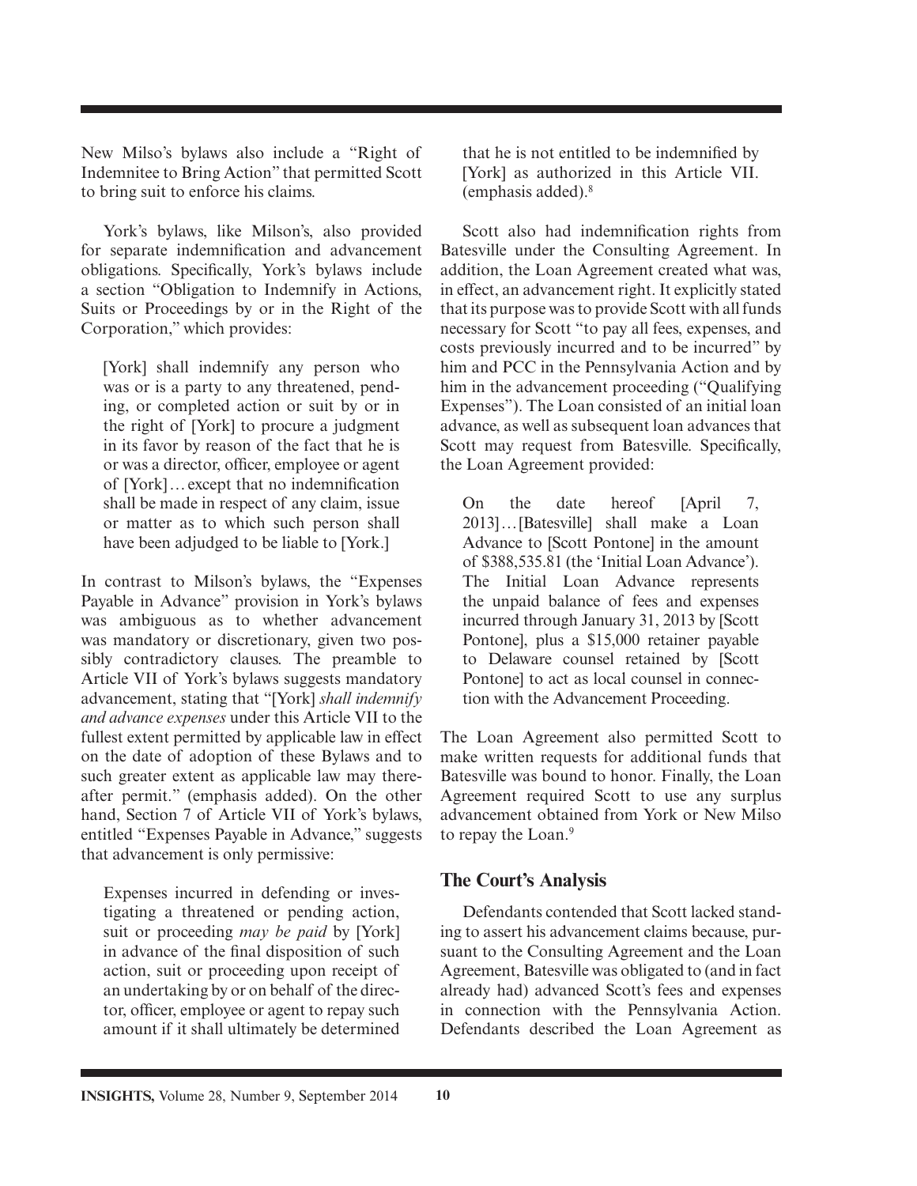New Milso's bylaws also include a "Right of Indemnitee to Bring Action" that permitted Scott to bring suit to enforce his claims.

York's bylaws, like Milson's, also provided for separate indemnification and advancement obligations. Specifically, York's bylaws include a section "Obligation to Indemnify in Actions, Suits or Proceedings by or in the Right of the Corporation," which provides:

> [York] shall indemnify any person who was or is a party to any threatened, pending, or completed action or suit by or in the right of [York] to procure a judgment in its favor by reason of the fact that he is or was a director, officer, employee or agent of [York]… except that no indemnification shall be made in respect of any claim, issue or matter as to which such person shall have been adjudged to be liable to [York.]

In contrast to Milson's bylaws, the "Expenses Payable in Advance" provision in York's bylaws was ambiguous as to whether advancement was mandatory or discretionary, given two possibly contradictory clauses. The preamble to Article VII of York's bylaws suggests mandatory advancement, stating that "[York] *shall indemnify and advance expenses* under this Article VII to the fullest extent permitted by applicable law in effect on the date of adoption of these Bylaws and to such greater extent as applicable law may thereafter permit." (emphasis added). On the other hand, Section 7 of Article VII of York's bylaws, entitled "Expenses Payable in Advance," suggests that advancement is only permissive:

> Expenses incurred in defending or investigating a threatened or pending action, suit or proceeding *may be paid* by [York] in advance of the final disposition of such action, suit or proceeding upon receipt of an undertaking by or on behalf of the director, officer, employee or agent to repay such amount if it shall ultimately be determined that he is not entitled to be indemnified by [York] as authorized in this Article VII. (emphasis added).[8]

Scott also had indemnification rights from Batesville under the Consulting Agreement. In addition, the Loan Agreement created what was, in effect, an advancement right. It explicitly stated that its purpose was to provide Scott with all funds necessary for Scott "to pay all fees, expenses, and costs previously incurred and to be incurred" by him and PCC in the Pennsylvania Action and by him in the advancement proceeding ("Qualifying Expenses"). The Loan consisted of an initial loan advance, as well as subsequent loan advances that Scott may request from Batesville. Specifically, the Loan Agreement provided:

> On the date hereof [April 7, 2013]…[Batesville] shall make a Loan Advance to [Scott Pontone] in the amount of $388,535.81 (the 'Initial Loan Advance'). The Initial Loan Advance represents the unpaid balance of fees and expenses incurred through January 31, 2013 by [Scott Pontone], plus a $15,000 retainer payable to Delaware counsel retained by [Scott Pontone] to act as local counsel in connection with the Advancement Proceeding.

The Loan Agreement also permitted Scott to make written requests for additional funds that Batesville was bound to honor. Finally, the Loan Agreement required Scott to use any surplus advancement obtained from York or New Milso to repay the Loan.[9]

## The Court's Analysis

Defendants contended that Scott lacked standing to assert his advancement claims because, pursuant to the Consulting Agreement and the Loan Agreement, Batesville was obligated to (and in fact already had) advanced Scott's fees and expenses in connection with the Pennsylvania Action. Defendants described the Loan Agreement as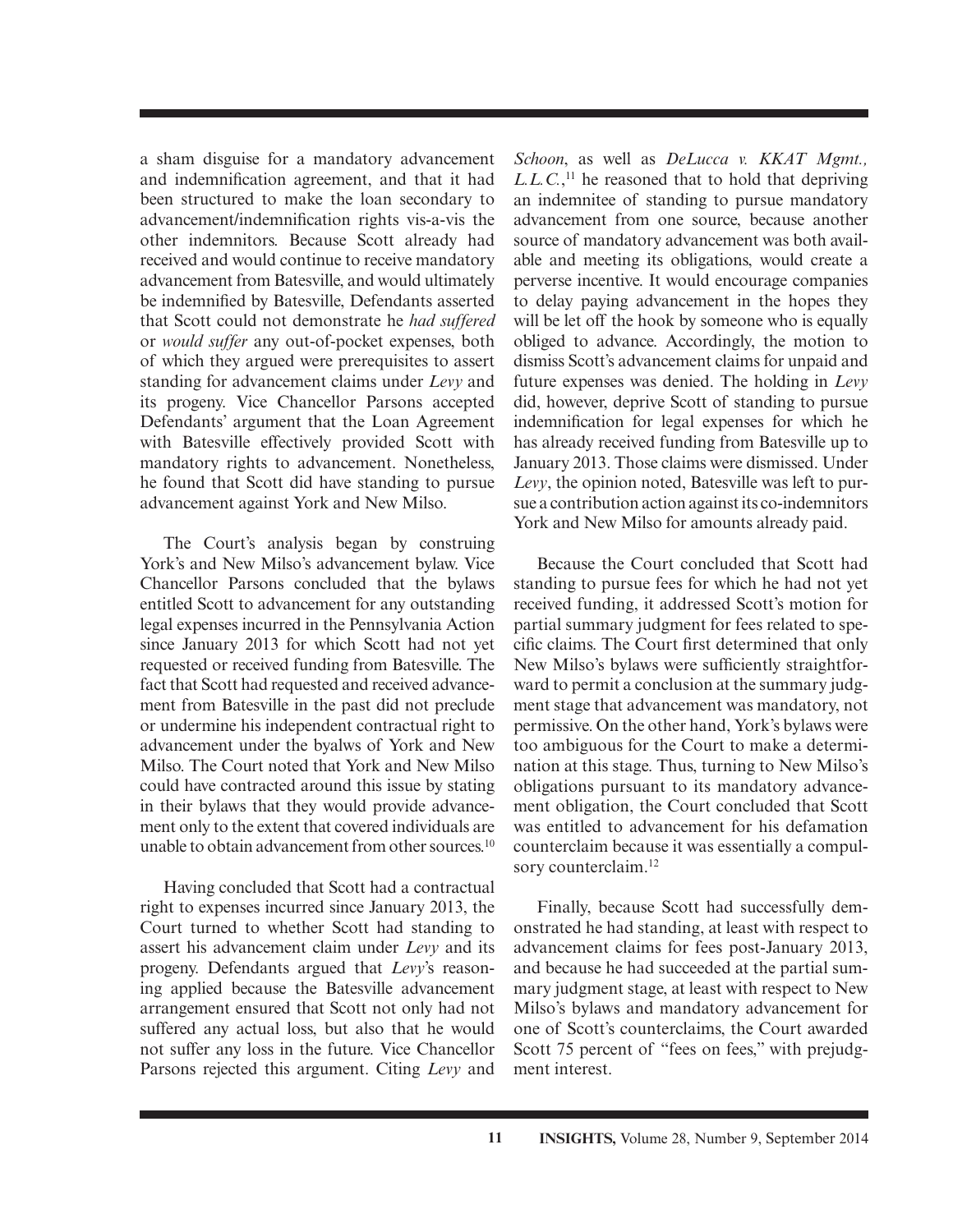a sham disguise for a mandatory advancement and indemnification agreement, and that it had been structured to make the loan secondary to advancement/indemnification rights vis-a-vis the other indemnitors. Because Scott already had received and would continue to receive mandatory advancement from Batesville, and would ultimately be indemnified by Batesville, Defendants asserted that Scott could not demonstrate he *had suffered* or *would suffer* any out-of-pocket expenses, both of which they argued were prerequisites to assert standing for advancement claims under *Levy* and its progeny. Vice Chancellor Parsons accepted Defendants' argument that the Loan Agreement with Batesville effectively provided Scott with mandatory rights to advancement. Nonetheless, he found that Scott did have standing to pursue advancement against York and New Milso.

The Court's analysis began by construing York's and New Milso's advancement bylaw. Vice Chancellor Parsons concluded that the bylaws entitled Scott to advancement for any outstanding legal expenses incurred in the Pennsylvania Action since January 2013 for which Scott had not yet requested or received funding from Batesville. The fact that Scott had requested and received advancement from Batesville in the past did not preclude or undermine his independent contractual right to advancement under the byalws of York and New Milso. The Court noted that York and New Milso could have contracted around this issue by stating in their bylaws that they would provide advancement only to the extent that covered individuals are unable to obtain advancement from other sources.[10]

Having concluded that Scott had a contractual right to expenses incurred since January 2013, the Court turned to whether Scott had standing to assert his advancement claim under *Levy* and its progeny. Defendants argued that *Levy*'s reasoning applied because the Batesville advancement arrangement ensured that Scott not only had not suffered any actual loss, but also that he would not suffer any loss in the future. Vice Chancellor Parsons rejected this argument. Citing *Levy* and *Schoon*, as well as *DeLucca v. KKAT Mgmt., L.L.C.*,[11] he reasoned that to hold that depriving an indemnitee of standing to pursue mandatory advancement from one source, because another source of mandatory advancement was both available and meeting its obligations, would create a perverse incentive. It would encourage companies to delay paying advancement in the hopes they will be let off the hook by someone who is equally obliged to advance. Accordingly, the motion to dismiss Scott's advancement claims for unpaid and future expenses was denied. The holding in *Levy* did, however, deprive Scott of standing to pursue indemnification for legal expenses for which he has already received funding from Batesville up to January 2013. Those claims were dismissed. Under *Levy*, the opinion noted, Batesville was left to pursue a contribution action against its co-indemnitors York and New Milso for amounts already paid.

Because the Court concluded that Scott had standing to pursue fees for which he had not yet received funding, it addressed Scott's motion for partial summary judgment for fees related to specific claims. The Court first determined that only New Milso's bylaws were sufficiently straightforward to permit a conclusion at the summary judgment stage that advancement was mandatory, not permissive. On the other hand, York's bylaws were too ambiguous for the Court to make a determination at this stage. Thus, turning to New Milso's obligations pursuant to its mandatory advancement obligation, the Court concluded that Scott was entitled to advancement for his defamation counterclaim because it was essentially a compulsory counterclaim.[12]

Finally, because Scott had successfully demonstrated he had standing, at least with respect to advancement claims for fees post-January 2013, and because he had succeeded at the partial summary judgment stage, at least with respect to New Milso's bylaws and mandatory advancement for one of Scott's counterclaims, the Court awarded Scott 75 percent of "fees on fees," with prejudgment interest.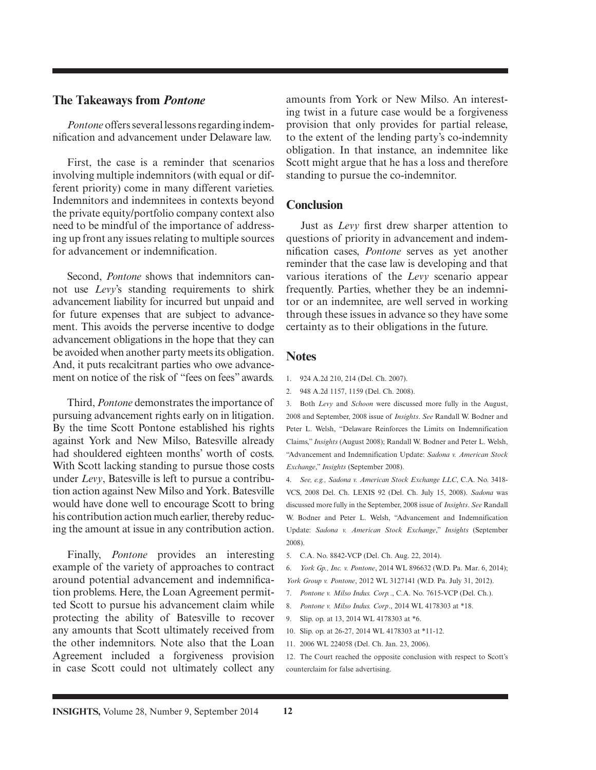## The Takeaways from *Pontone*

*Pontone* offers several lessons regarding indemnification and advancement under Delaware law.

First, the case is a reminder that scenarios involving multiple indemnitors (with equal or different priority) come in many different varieties. Indemnitors and indemnitees in contexts beyond the private equity/portfolio company context also need to be mindful of the importance of addressing up front any issues relating to multiple sources for advancement or indemnification.

Second, *Pontone* shows that indemnitors cannot use *Levy*'s standing requirements to shirk advancement liability for incurred but unpaid and for future expenses that are subject to advancement. This avoids the perverse incentive to dodge advancement obligations in the hope that they can be avoided when another party meets its obligation. And, it puts recalcitrant parties who owe advancement on notice of the risk of "fees on fees" awards.

Third, *Pontone* demonstrates the importance of pursuing advancement rights early on in litigation. By the time Scott Pontone established his rights against York and New Milso, Batesville already had shouldered eighteen months' worth of costs. With Scott lacking standing to pursue those costs under *Levy*, Batesville is left to pursue a contribution action against New Milso and York. Batesville would have done well to encourage Scott to bring his contribution action much earlier, thereby reducing the amount at issue in any contribution action.

Finally, *Pontone* provides an interesting example of the variety of approaches to contract around potential advancement and indemnification problems. Here, the Loan Agreement permitted Scott to pursue his advancement claim while protecting the ability of Batesville to recover any amounts that Scott ultimately received from the other indemnitors. Note also that the Loan Agreement included a forgiveness provision in case Scott could not ultimately collect any amounts from York or New Milso. An interesting twist in a future case would be a forgiveness provision that only provides for partial release, to the extent of the lending party's co-indemnity obligation. In that instance, an indemnitee like Scott might argue that he has a loss and therefore standing to pursue the co-indemnitor.

## Conclusion

Just as *Levy* first drew sharper attention to questions of priority in advancement and indemnification cases, *Pontone* serves as yet another reminder that the case law is developing and that various iterations of the *Levy* scenario appear frequently. Parties, whether they be an indemnitor or an indemnitee, are well served in working through these issues in advance so they have some certainty as to their obligations in the future.

## Notes

1. 924 A.2d 210, 214 (Del. Ch. 2007).
2. 948 A.2d 1157, 1159 (Del. Ch. 2008).
3. Both *Levy* and *Schoon* were discussed more fully in the August, 2008 and September, 2008 issue of *Insights*. *See* Randall W. Bodner and Peter L. Welsh, "Delaware Reinforces the Limits on Indemnification Claims," *Insights* (August 2008); Randall W. Bodner and Peter L. Welsh, "Advancement and Indemnification Update: *Sadona v. American Stock Exchange*," *Insights* (September 2008).
4. *See, e.g., Sadona v. American Stock Exchange LLC*, C.A. No. 3418-VCS, 2008 Del. Ch. LEXIS 92 (Del. Ch. July 15, 2008). *Sadona* was discussed more fully in the September, 2008 issue of *Insights*. *See* Randall W. Bodner and Peter L. Welsh, "Advancement and Indemnification Update: *Sadona v. American Stock Exchange*," *Insights* (September 2008).
5. C.A. No. 8842-VCP (Del. Ch. Aug. 22, 2014).
6. *York Gp., Inc. v. Pontone*, 2014 WL 896632 (W.D. Pa. Mar. 6, 2014); *York Group v. Pontone*, 2012 WL 3127141 (W.D. Pa. July 31, 2012).
7. *Pontone v. Milso Indus. Corp.*., C.A. No. 7615-VCP (Del. Ch.).
8. *Pontone v. Milso Indus. Corp*., 2014 WL 4178303 at \*18.
9. Slip. op. at 13, 2014 WL 4178303 at \*6.
10. Slip. op. at 26-27, 2014 WL 4178303 at \*11-12.
11. 2006 WL 224058 (Del. Ch. Jan. 23, 2006).
12. The Court reached the opposite conclusion with respect to Scott's counterclaim for false advertising.